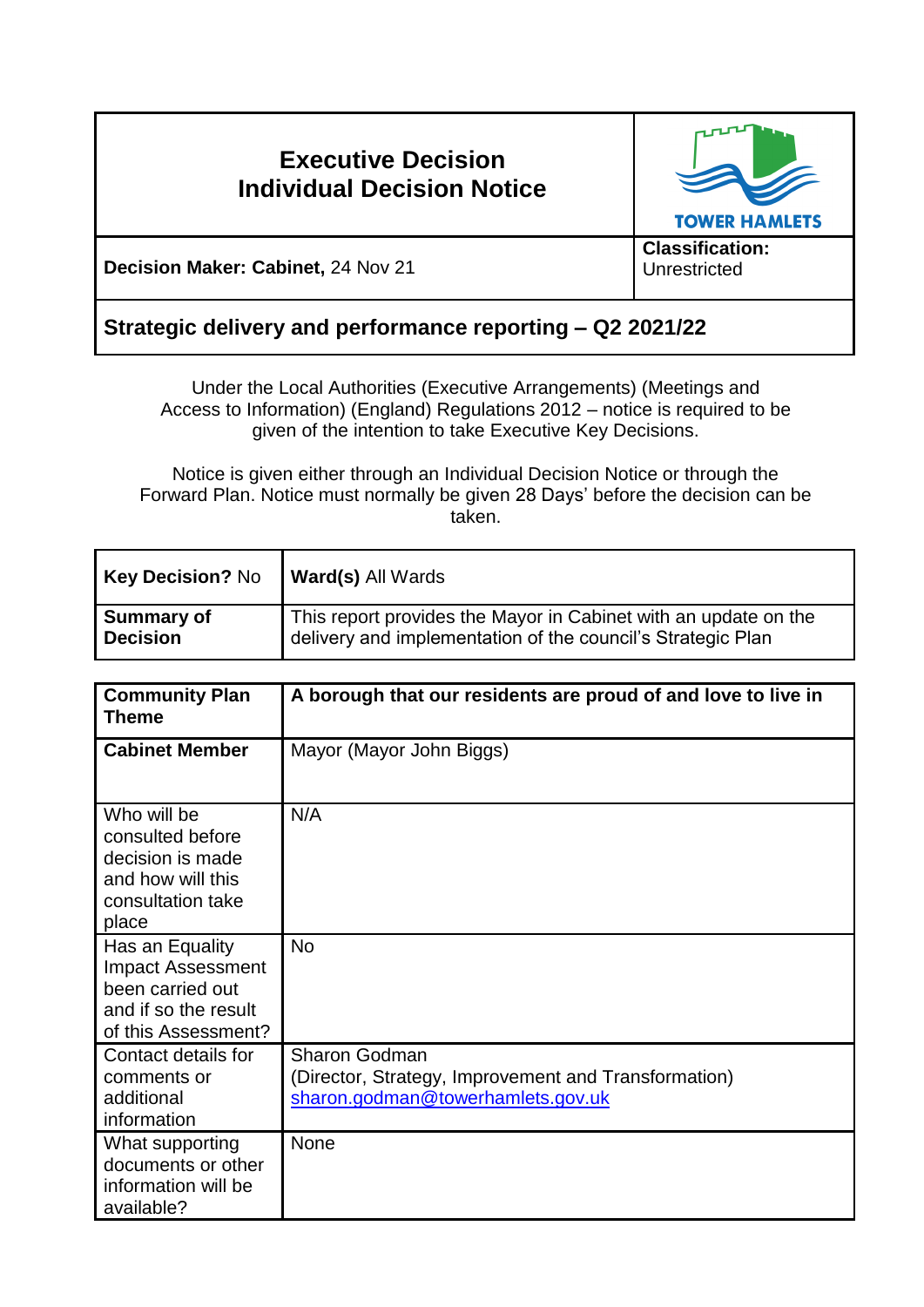# Executive Decision
## Individual Decision Notice

TOWER HAMLETS

| **Decision Maker: Cabinet,** 24 Nov 21 | **Classification:** Unrestricted |
|---|---|

## Strategic delivery and performance reporting – Q2 2021/22

Under the Local Authorities (Executive Arrangements) (Meetings and Access to Information) (England) Regulations 2012 – notice is required to be given of the intention to take Executive Key Decisions.

Notice is given either through an Individual Decision Notice or through the Forward Plan. Notice must normally be given 28 Days' before the decision can be taken.

| **Key Decision?** No | **Ward(s)** All Wards |
|---|---|
| **Summary of Decision** | This report provides the Mayor in Cabinet with an update on the delivery and implementation of the council's Strategic Plan |

| **Community Plan Theme** | **A borough that our residents are proud of and love to live in** |
|---|---|
| **Cabinet Member** | Mayor (Mayor John Biggs) |
| Who will be consulted before decision is made and how will this consultation take place | N/A |
| Has an Equality Impact Assessment been carried out and if so the result of this Assessment? | No |
| Contact details for comments or additional information | Sharon Godman<br>(Director, Strategy, Improvement and Transformation)<br>sharon.godman@towerhamlets.gov.uk |
| What supporting documents or other information will be available? | None |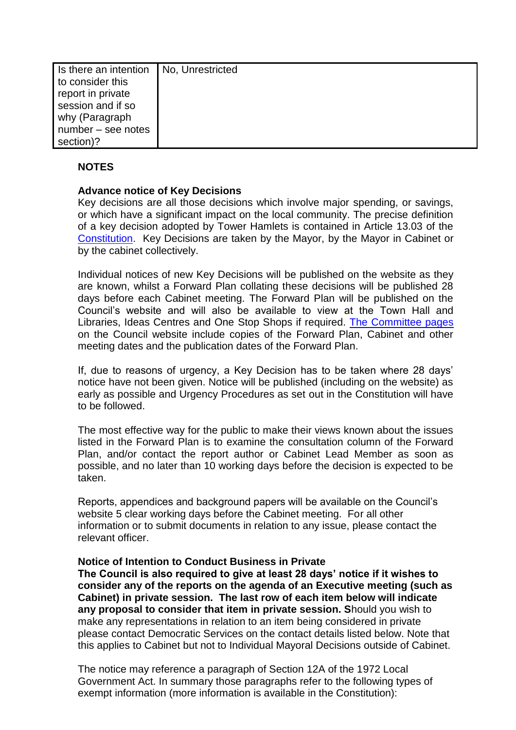| Is there an intention to consider this report in private session and if so why (Paragraph number – see notes section)? | No, Unrestricted |
|---|---|

## NOTES

**Advance notice of Key Decisions**

Key decisions are all those decisions which involve major spending, or savings, or which have a significant impact on the local community. The precise definition of a key decision adopted by Tower Hamlets is contained in Article 13.03 of the Constitution. Key Decisions are taken by the Mayor, by the Mayor in Cabinet or by the cabinet collectively.

Individual notices of new Key Decisions will be published on the website as they are known, whilst a Forward Plan collating these decisions will be published 28 days before each Cabinet meeting. The Forward Plan will be published on the Council's website and will also be available to view at the Town Hall and Libraries, Ideas Centres and One Stop Shops if required. The Committee pages on the Council website include copies of the Forward Plan, Cabinet and other meeting dates and the publication dates of the Forward Plan.

If, due to reasons of urgency, a Key Decision has to be taken where 28 days' notice have not been given. Notice will be published (including on the website) as early as possible and Urgency Procedures as set out in the Constitution will have to be followed.

The most effective way for the public to make their views known about the issues listed in the Forward Plan is to examine the consultation column of the Forward Plan, and/or contact the report author or Cabinet Lead Member as soon as possible, and no later than 10 working days before the decision is expected to be taken.

Reports, appendices and background papers will be available on the Council's website 5 clear working days before the Cabinet meeting. For all other information or to submit documents in relation to any issue, please contact the relevant officer.

**Notice of Intention to Conduct Business in Private**

**The Council is also required to give at least 28 days' notice if it wishes to consider any of the reports on the agenda of an Executive meeting (such as Cabinet) in private session. The last row of each item below will indicate any proposal to consider that item in private session. S**hould you wish to make any representations in relation to an item being considered in private please contact Democratic Services on the contact details listed below. Note that this applies to Cabinet but not to Individual Mayoral Decisions outside of Cabinet.

The notice may reference a paragraph of Section 12A of the 1972 Local Government Act. In summary those paragraphs refer to the following types of exempt information (more information is available in the Constitution):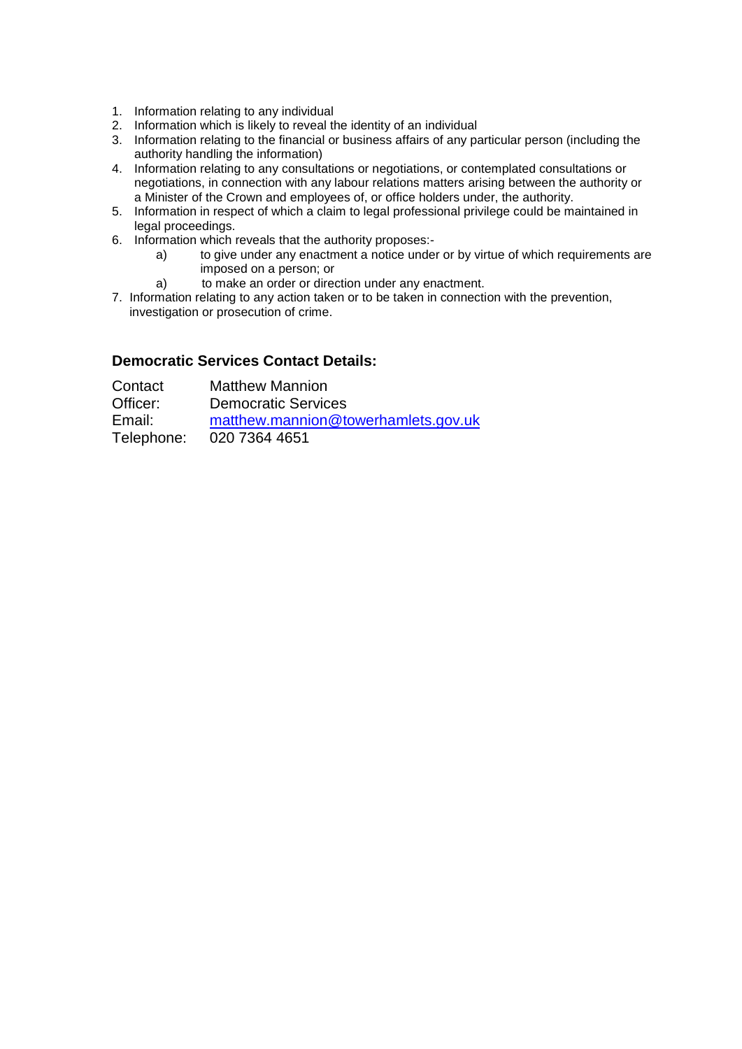1. Information relating to any individual
2. Information which is likely to reveal the identity of an individual
3. Information relating to the financial or business affairs of any particular person (including the authority handling the information)
4. Information relating to any consultations or negotiations, or contemplated consultations or negotiations, in connection with any labour relations matters arising between the authority or a Minister of the Crown and employees of, or office holders under, the authority.
5. Information in respect of which a claim to legal professional privilege could be maintained in legal proceedings.
6. Information which reveals that the authority proposes:-
   a) to give under any enactment a notice under or by virtue of which requirements are imposed on a person; or
   a) to make an order or direction under any enactment.
7. Information relating to any action taken or to be taken in connection with the prevention, investigation or prosecution of crime.

### Democratic Services Contact Details:

| | |
|---|---|
| Contact Officer: | Matthew Mannion<br>Democratic Services |
| Email: | matthew.mannion@towerhamlets.gov.uk |
| Telephone: | 020 7364 4651 |